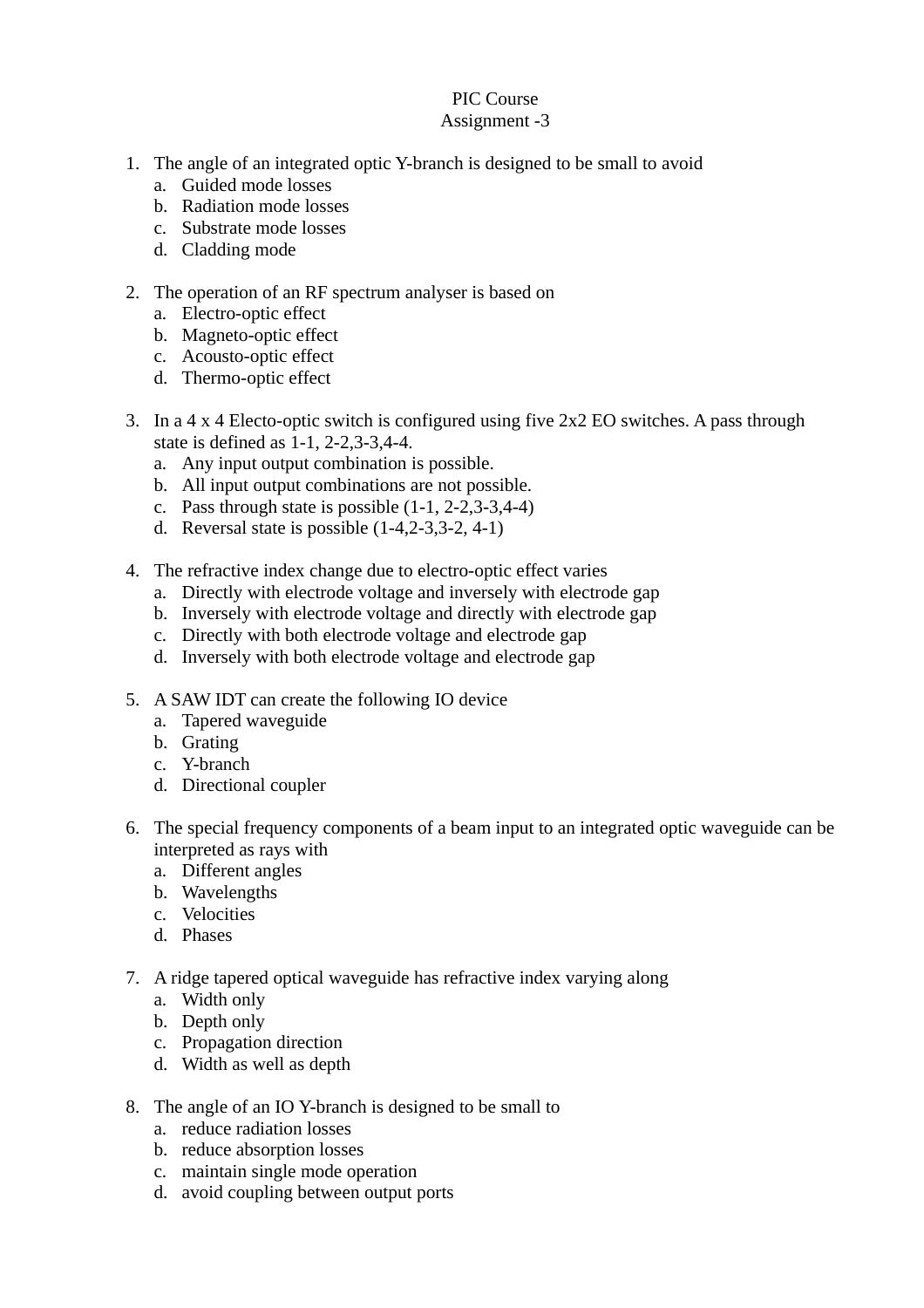# PIC Course
## Assignment -3

1. The angle of an integrated optic Y-branch is designed to be small to avoid
   a. Guided mode losses
   b. Radiation mode losses
   c. Substrate mode losses
   d. Cladding mode

2. The operation of an RF spectrum analyser is based on
   a. Electro-optic effect
   b. Magneto-optic effect
   c. Acousto-optic effect
   d. Thermo-optic effect

3. In a 4 x 4 Electo-optic switch is configured using five 2x2 EO switches. A pass through state is defined as 1-1, 2-2,3-3,4-4.
   a. Any input output combination is possible.
   b. All input output combinations are not possible.
   c. Pass through state is possible (1-1, 2-2,3-3,4-4)
   d. Reversal state is possible (1-4,2-3,3-2, 4-1)

4. The refractive index change due to electro-optic effect varies
   a. Directly with electrode voltage and inversely with electrode gap
   b. Inversely with electrode voltage and directly with electrode gap
   c. Directly with both electrode voltage and electrode gap
   d. Inversely with both electrode voltage and electrode gap

5. A SAW IDT can create the following IO device
   a. Tapered waveguide
   b. Grating
   c. Y-branch
   d. Directional coupler

6. The special frequency components of a beam input to an integrated optic waveguide can be interpreted as rays with
   a. Different angles
   b. Wavelengths
   c. Velocities
   d. Phases

7. A ridge tapered optical waveguide has refractive index varying along
   a. Width only
   b. Depth only
   c. Propagation direction
   d. Width as well as depth

8. The angle of an IO Y-branch is designed to be small to
   a. reduce radiation losses
   b. reduce absorption losses
   c. maintain single mode operation
   d. avoid coupling between output ports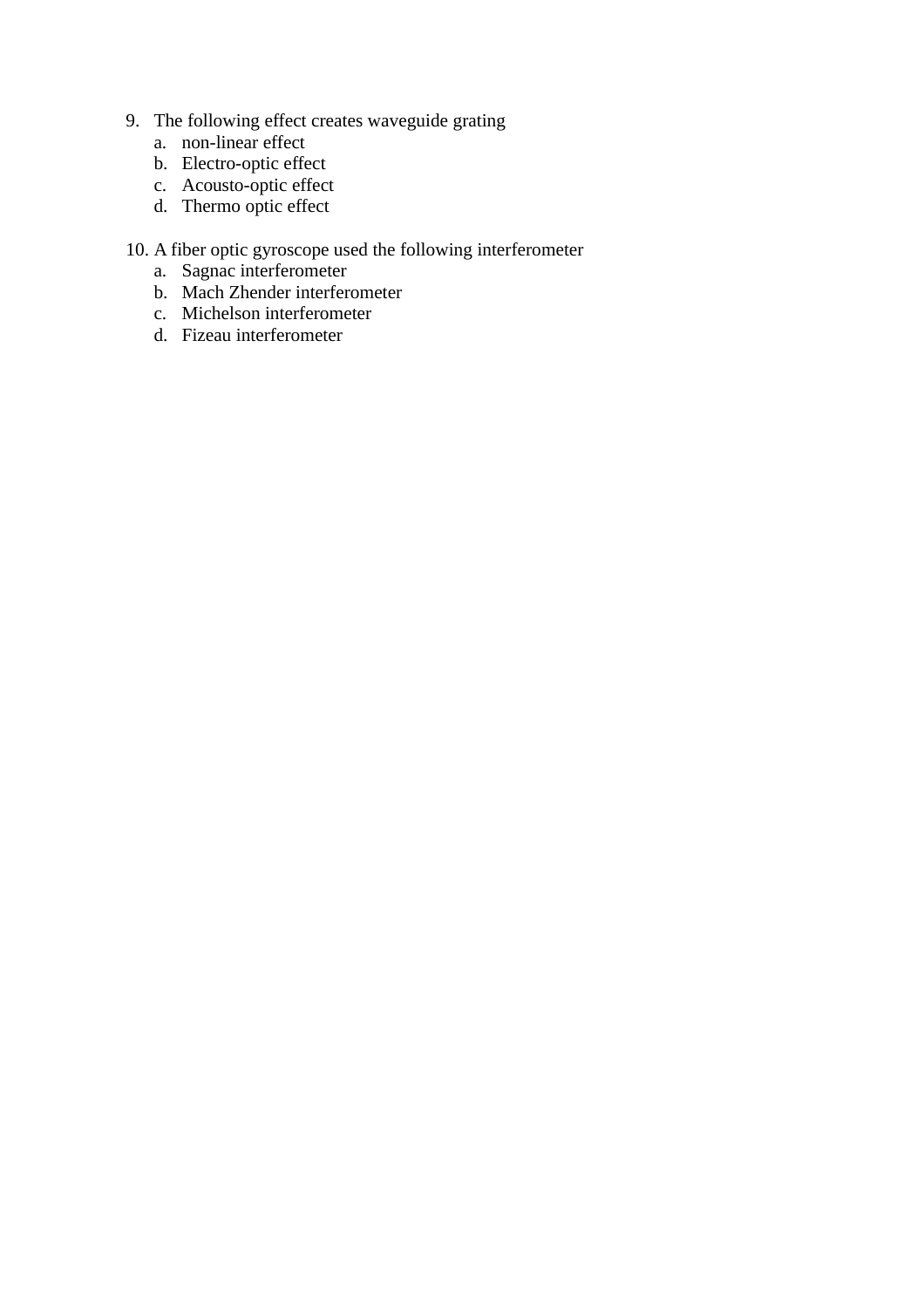9. The following effect creates waveguide grating
   a. non-linear effect
   b. Electro-optic effect
   c. Acousto-optic effect
   d. Thermo optic effect

10. A fiber optic gyroscope used the following interferometer
    a. Sagnac interferometer
    b. Mach Zhender interferometer
    c. Michelson interferometer
    d. Fizeau interferometer